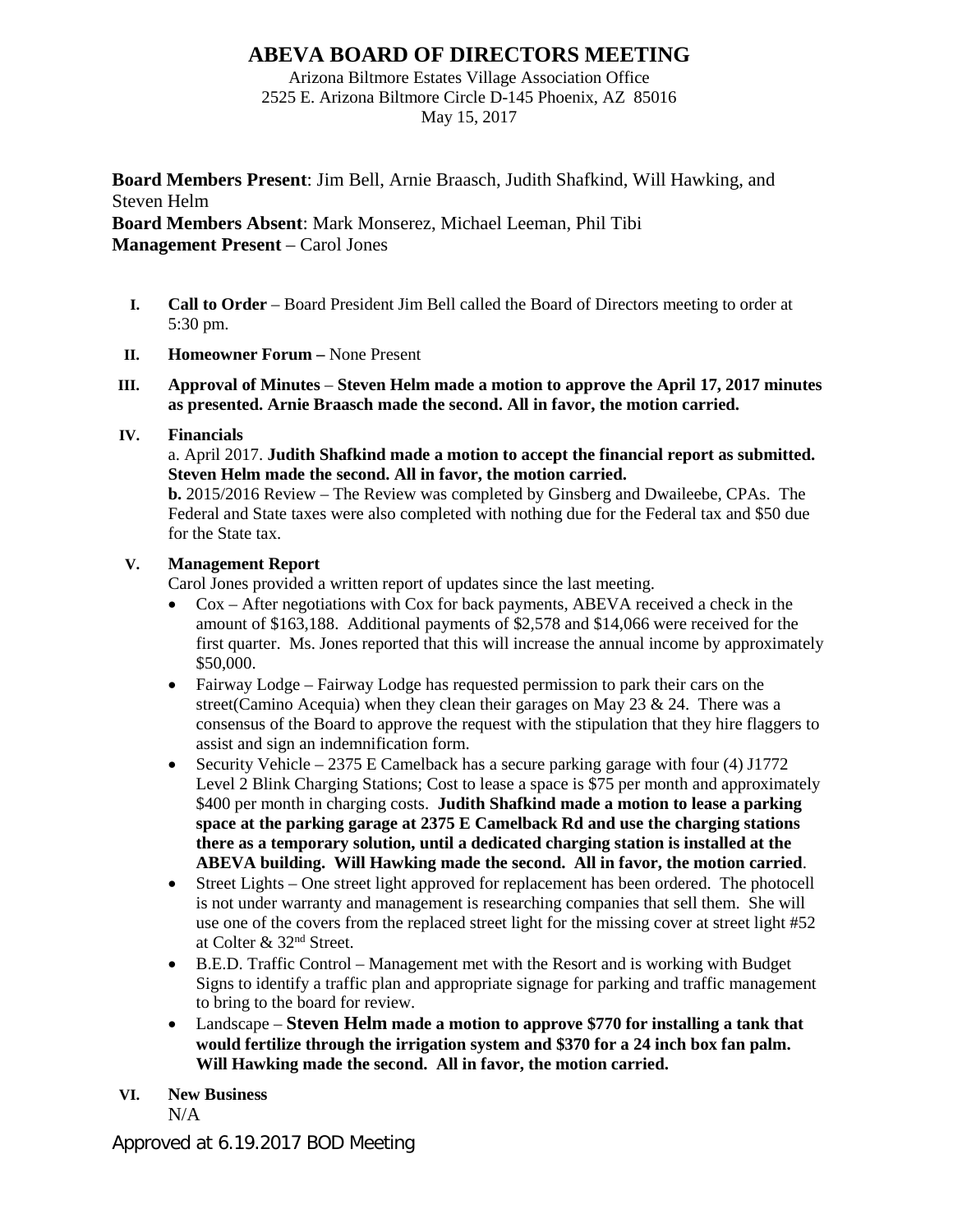# ABEVA BOARD OF DIRECTORS MEETING

Arizona Biltmore Estates Village Association Office
2525 E. Arizona Biltmore Circle D-145 Phoenix, AZ 85016
May 15, 2017

**Board Members Present**: Jim Bell, Arnie Braasch, Judith Shafkind, Will Hawking, and Steven Helm
**Board Members Absent**: Mark Monserez, Michael Leeman, Phil Tibi
**Management Present** – Carol Jones

I. **Call to Order** – Board President Jim Bell called the Board of Directors meeting to order at 5:30 pm.

II. **Homeowner Forum –** None Present

III. **Approval of Minutes** – **Steven Helm made a motion to approve the April 17, 2017 minutes as presented. Arnie Braasch made the second. All in favor, the motion carried.**

IV. **Financials**
a. April 2017. **Judith Shafkind made a motion to accept the financial report as submitted. Steven Helm made the second. All in favor, the motion carried.**
**b.** 2015/2016 Review – The Review was completed by Ginsberg and Dwaileebe, CPAs. The Federal and State taxes were also completed with nothing due for the Federal tax and $50 due for the State tax.

V. **Management Report**
Carol Jones provided a written report of updates since the last meeting.
- Cox – After negotiations with Cox for back payments, ABEVA received a check in the amount of $163,188. Additional payments of $2,578 and $14,066 were received for the first quarter. Ms. Jones reported that this will increase the annual income by approximately $50,000.
- Fairway Lodge – Fairway Lodge has requested permission to park their cars on the street(Camino Acequia) when they clean their garages on May 23 & 24. There was a consensus of the Board to approve the request with the stipulation that they hire flaggers to assist and sign an indemnification form.
- Security Vehicle – 2375 E Camelback has a secure parking garage with four (4) J1772 Level 2 Blink Charging Stations; Cost to lease a space is $75 per month and approximately $400 per month in charging costs. **Judith Shafkind made a motion to lease a parking space at the parking garage at 2375 E Camelback Rd and use the charging stations there as a temporary solution, until a dedicated charging station is installed at the ABEVA building. Will Hawking made the second. All in favor, the motion carried**.
- Street Lights – One street light approved for replacement has been ordered. The photocell is not under warranty and management is researching companies that sell them. She will use one of the covers from the replaced street light for the missing cover at street light #52 at Colter & 32nd Street.
- B.E.D. Traffic Control – Management met with the Resort and is working with Budget Signs to identify a traffic plan and appropriate signage for parking and traffic management to bring to the board for review.
- Landscape – **Steven Helm made a motion to approve $770 for installing a tank that would fertilize through the irrigation system and $370 for a 24 inch box fan palm. Will Hawking made the second. All in favor, the motion carried.**

VI. **New Business**
N/A

Approved at 6.19.2017 BOD Meeting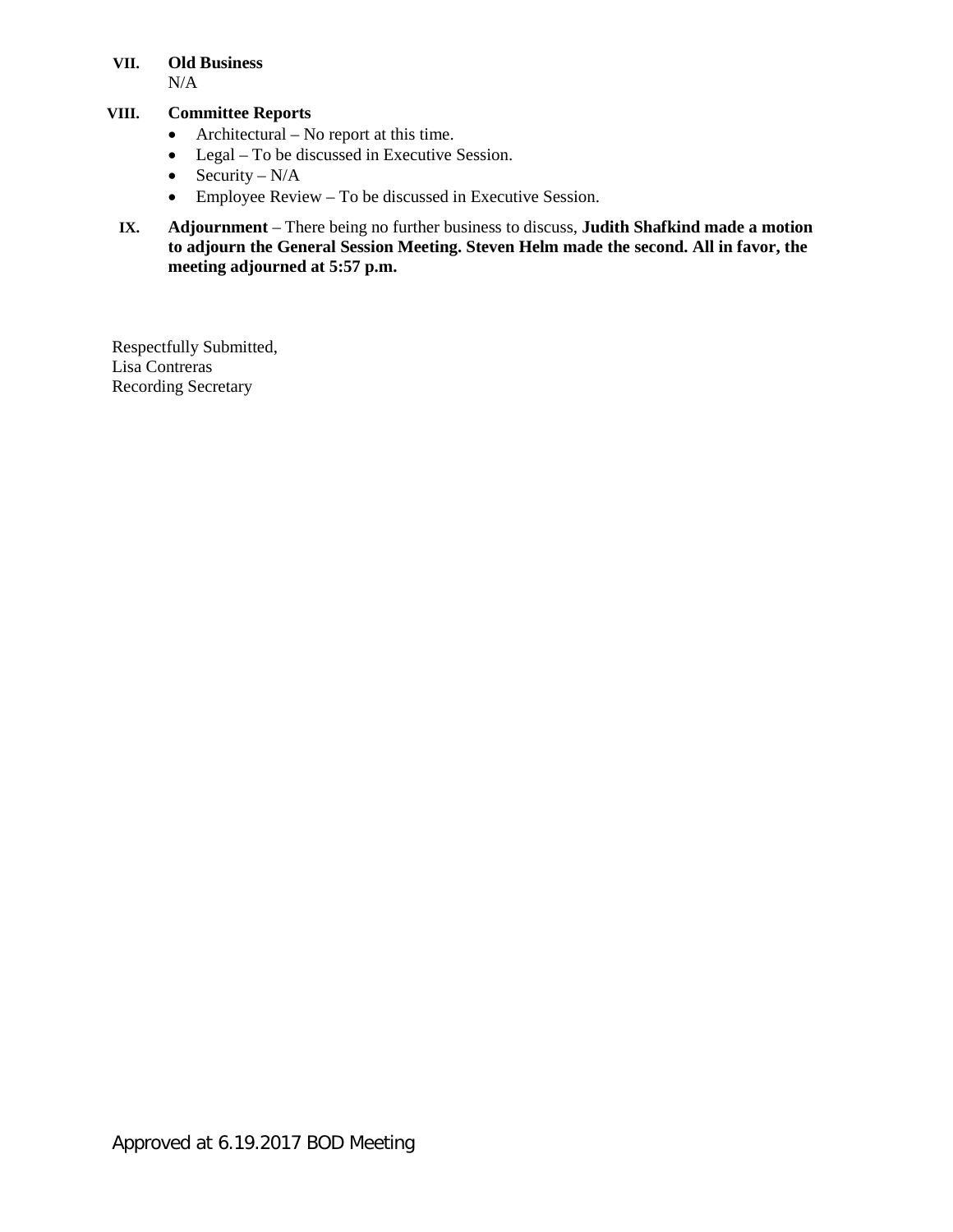**VII. Old Business**

N/A

**VIII. Committee Reports**

- Architectural – No report at this time.
- Legal – To be discussed in Executive Session.
- Security – N/A
- Employee Review – To be discussed in Executive Session.

**IX. Adjournment** – There being no further business to discuss, **Judith Shafkind made a motion to adjourn the General Session Meeting. Steven Helm made the second. All in favor, the meeting adjourned at 5:57 p.m.**

Respectfully Submitted,
Lisa Contreras
Recording Secretary

Approved at 6.19.2017 BOD Meeting